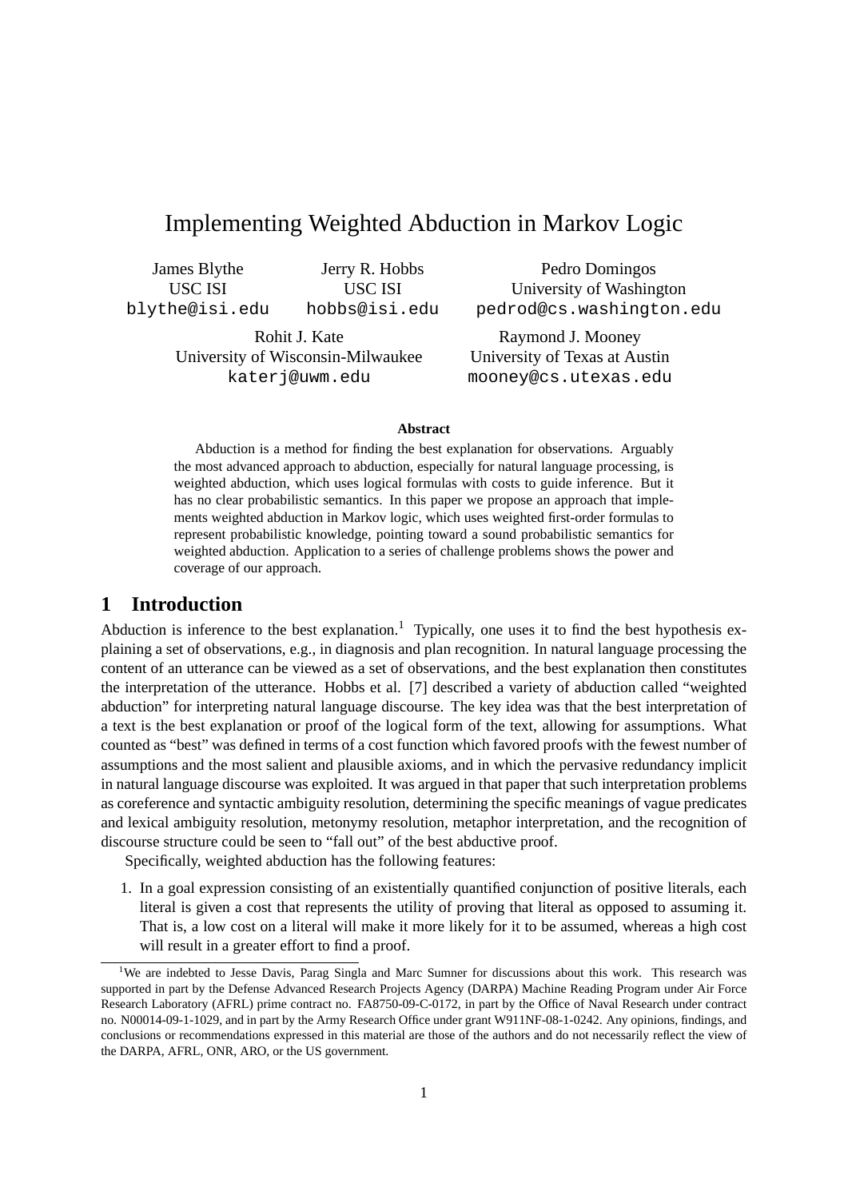# Implementing Weighted Abduction in Markov Logic

James Blythe
USC ISI
blythe@isi.edu

Jerry R. Hobbs
USC ISI
hobbs@isi.edu

Pedro Domingos
University of Washington
pedrod@cs.washington.edu

Rohit J. Kate
University of Wisconsin-Milwaukee
katerj@uwm.edu

Raymond J. Mooney
University of Texas at Austin
mooney@cs.utexas.edu

**Abstract**

Abduction is a method for finding the best explanation for observations. Arguably the most advanced approach to abduction, especially for natural language processing, is weighted abduction, which uses logical formulas with costs to guide inference. But it has no clear probabilistic semantics. In this paper we propose an approach that implements weighted abduction in Markov logic, which uses weighted first-order formulas to represent probabilistic knowledge, pointing toward a sound probabilistic semantics for weighted abduction. Application to a series of challenge problems shows the power and coverage of our approach.

## 1 Introduction

Abduction is inference to the best explanation.[1] Typically, one uses it to find the best hypothesis explaining a set of observations, e.g., in diagnosis and plan recognition. In natural language processing the content of an utterance can be viewed as a set of observations, and the best explanation then constitutes the interpretation of the utterance. Hobbs et al. [7] described a variety of abduction called "weighted abduction" for interpreting natural language discourse. The key idea was that the best interpretation of a text is the best explanation or proof of the logical form of the text, allowing for assumptions. What counted as "best" was defined in terms of a cost function which favored proofs with the fewest number of assumptions and the most salient and plausible axioms, and in which the pervasive redundancy implicit in natural language discourse was exploited. It was argued in that paper that such interpretation problems as coreference and syntactic ambiguity resolution, determining the specific meanings of vague predicates and lexical ambiguity resolution, metonymy resolution, metaphor interpretation, and the recognition of discourse structure could be seen to "fall out" of the best abductive proof.

Specifically, weighted abduction has the following features:

1. In a goal expression consisting of an existentially quantified conjunction of positive literals, each literal is given a cost that represents the utility of proving that literal as opposed to assuming it. That is, a low cost on a literal will make it more likely for it to be assumed, whereas a high cost will result in a greater effort to find a proof.

[1] We are indebted to Jesse Davis, Parag Singla and Marc Sumner for discussions about this work. This research was supported in part by the Defense Advanced Research Projects Agency (DARPA) Machine Reading Program under Air Force Research Laboratory (AFRL) prime contract no. FA8750-09-C-0172, in part by the Office of Naval Research under contract no. N00014-09-1-1029, and in part by the Army Research Office under grant W911NF-08-1-0242. Any opinions, findings, and conclusions or recommendations expressed in this material are those of the authors and do not necessarily reflect the view of the DARPA, AFRL, ONR, ARO, or the US government.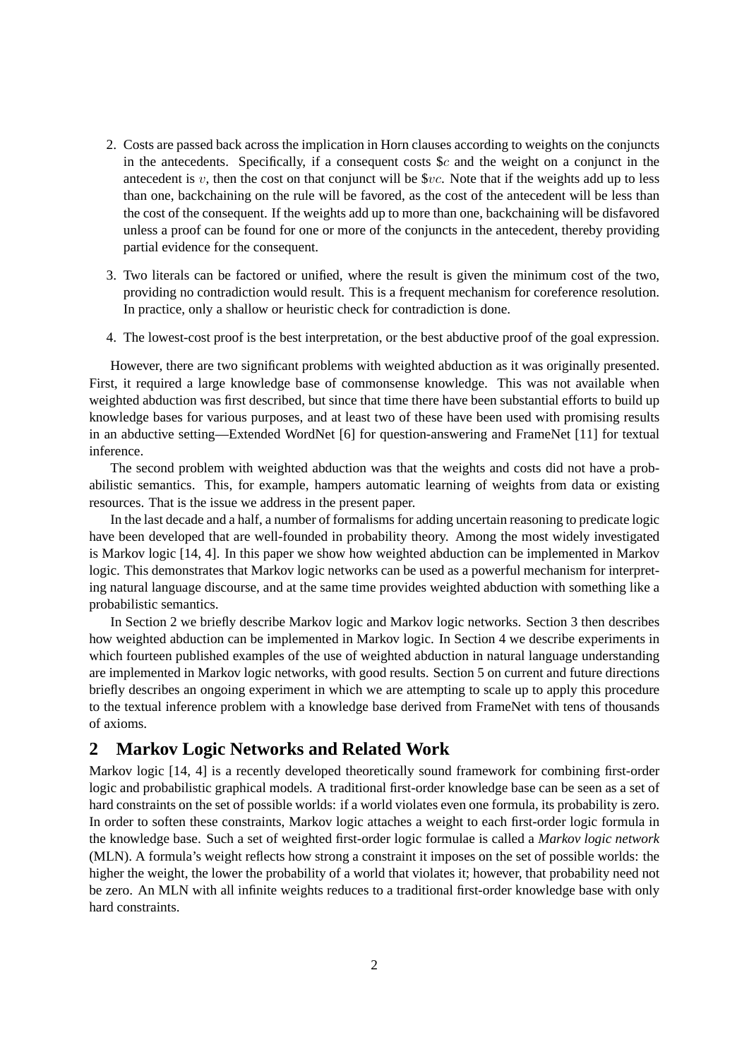2. Costs are passed back across the implication in Horn clauses according to weights on the conjuncts in the antecedents. Specifically, if a consequent costs $\$c$ and the weight on a conjunct in the antecedent is $v$, then the cost on that conjunct will be $\$vc$. Note that if the weights add up to less than one, backchaining on the rule will be favored, as the cost of the antecedent will be less than the cost of the consequent. If the weights add up to more than one, backchaining will be disfavored unless a proof can be found for one or more of the conjuncts in the antecedent, thereby providing partial evidence for the consequent.

3. Two literals can be factored or unified, where the result is given the minimum cost of the two, providing no contradiction would result. This is a frequent mechanism for coreference resolution. In practice, only a shallow or heuristic check for contradiction is done.

4. The lowest-cost proof is the best interpretation, or the best abductive proof of the goal expression.

However, there are two significant problems with weighted abduction as it was originally presented. First, it required a large knowledge base of commonsense knowledge. This was not available when weighted abduction was first described, but since that time there have been substantial efforts to build up knowledge bases for various purposes, and at least two of these have been used with promising results in an abductive setting—Extended WordNet [6] for question-answering and FrameNet [11] for textual inference.

The second problem with weighted abduction was that the weights and costs did not have a probabilistic semantics. This, for example, hampers automatic learning of weights from data or existing resources. That is the issue we address in the present paper.

In the last decade and a half, a number of formalisms for adding uncertain reasoning to predicate logic have been developed that are well-founded in probability theory. Among the most widely investigated is Markov logic [14, 4]. In this paper we show how weighted abduction can be implemented in Markov logic. This demonstrates that Markov logic networks can be used as a powerful mechanism for interpreting natural language discourse, and at the same time provides weighted abduction with something like a probabilistic semantics.

In Section 2 we briefly describe Markov logic and Markov logic networks. Section 3 then describes how weighted abduction can be implemented in Markov logic. In Section 4 we describe experiments in which fourteen published examples of the use of weighted abduction in natural language understanding are implemented in Markov logic networks, with good results. Section 5 on current and future directions briefly describes an ongoing experiment in which we are attempting to scale up to apply this procedure to the textual inference problem with a knowledge base derived from FrameNet with tens of thousands of axioms.

## 2 Markov Logic Networks and Related Work

Markov logic [14, 4] is a recently developed theoretically sound framework for combining first-order logic and probabilistic graphical models. A traditional first-order knowledge base can be seen as a set of hard constraints on the set of possible worlds: if a world violates even one formula, its probability is zero. In order to soften these constraints, Markov logic attaches a weight to each first-order logic formula in the knowledge base. Such a set of weighted first-order logic formulae is called a *Markov logic network* (MLN). A formula's weight reflects how strong a constraint it imposes on the set of possible worlds: the higher the weight, the lower the probability of a world that violates it; however, that probability need not be zero. An MLN with all infinite weights reduces to a traditional first-order knowledge base with only hard constraints.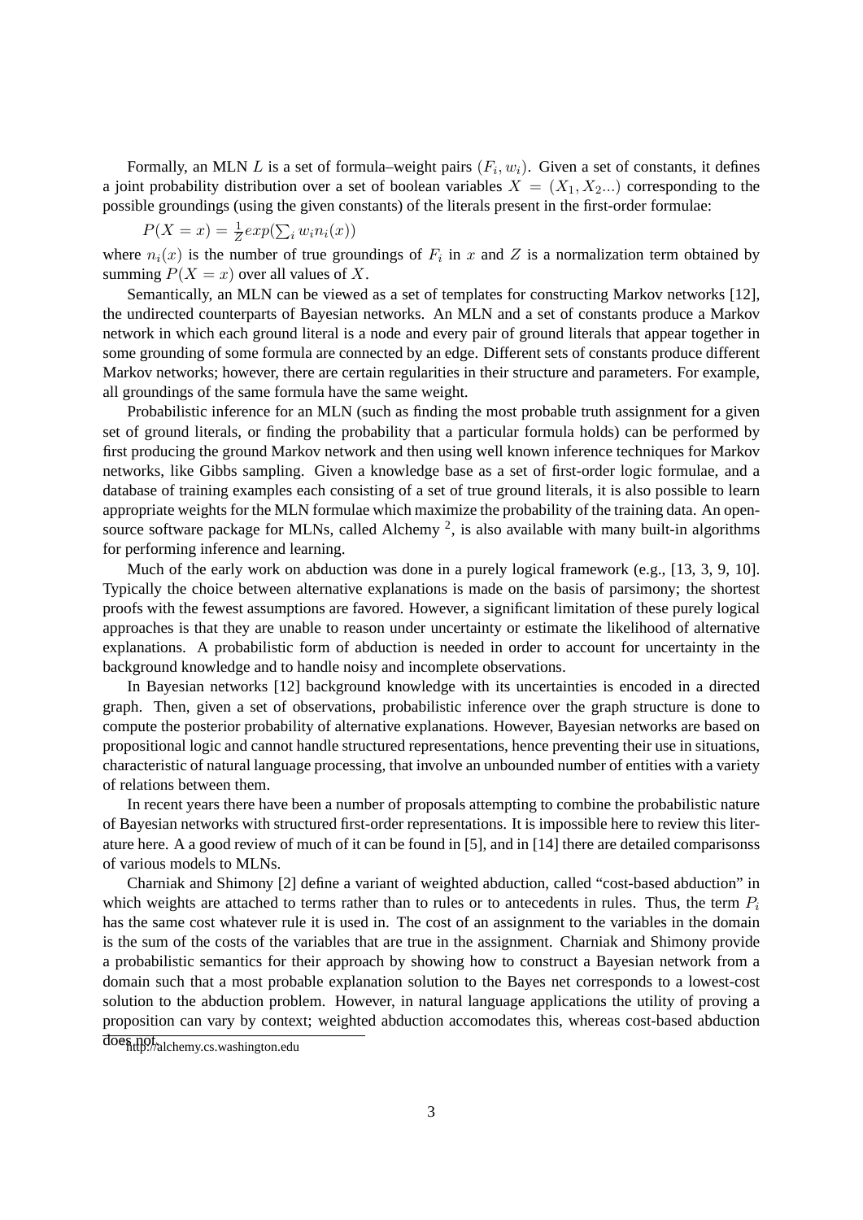Formally, an MLN $L$ is a set of formula–weight pairs $(F_i, w_i)$. Given a set of constants, it defines a joint probability distribution over a set of boolean variables $X = (X_1, X_2...)$ corresponding to the possible groundings (using the given constants) of the literals present in the first-order formulae:

$$P(X = x) = \frac{1}{Z} exp(\sum_i w_i n_i(x))$$

where $n_i(x)$ is the number of true groundings of $F_i$ in $x$ and $Z$ is a normalization term obtained by summing $P(X = x)$ over all values of $X$.

Semantically, an MLN can be viewed as a set of templates for constructing Markov networks [12], the undirected counterparts of Bayesian networks. An MLN and a set of constants produce a Markov network in which each ground literal is a node and every pair of ground literals that appear together in some grounding of some formula are connected by an edge. Different sets of constants produce different Markov networks; however, there are certain regularities in their structure and parameters. For example, all groundings of the same formula have the same weight.

Probabilistic inference for an MLN (such as finding the most probable truth assignment for a given set of ground literals, or finding the probability that a particular formula holds) can be performed by first producing the ground Markov network and then using well known inference techniques for Markov networks, like Gibbs sampling. Given a knowledge base as a set of first-order logic formulae, and a database of training examples each consisting of a set of true ground literals, it is also possible to learn appropriate weights for the MLN formulae which maximize the probability of the training data. An open-source software package for MLNs, called Alchemy [2], is also available with many built-in algorithms for performing inference and learning.

Much of the early work on abduction was done in a purely logical framework (e.g., [13, 3, 9, 10]. Typically the choice between alternative explanations is made on the basis of parsimony; the shortest proofs with the fewest assumptions are favored. However, a significant limitation of these purely logical approaches is that they are unable to reason under uncertainty or estimate the likelihood of alternative explanations. A probabilistic form of abduction is needed in order to account for uncertainty in the background knowledge and to handle noisy and incomplete observations.

In Bayesian networks [12] background knowledge with its uncertainties is encoded in a directed graph. Then, given a set of observations, probabilistic inference over the graph structure is done to compute the posterior probability of alternative explanations. However, Bayesian networks are based on propositional logic and cannot handle structured representations, hence preventing their use in situations, characteristic of natural language processing, that involve an unbounded number of entities with a variety of relations between them.

In recent years there have been a number of proposals attempting to combine the probabilistic nature of Bayesian networks with structured first-order representations. It is impossible here to review this literature here. A a good review of much of it can be found in [5], and in [14] there are detailed comparisonss of various models to MLNs.

Charniak and Shimony [2] define a variant of weighted abduction, called "cost-based abduction" in which weights are attached to terms rather than to rules or to antecedents in rules. Thus, the term $P_i$ has the same cost whatever rule it is used in. The cost of an assignment to the variables in the domain is the sum of the costs of the variables that are true in the assignment. Charniak and Shimony provide a probabilistic semantics for their approach by showing how to construct a Bayesian network from a domain such that a most probable explanation solution to the Bayes net corresponds to a lowest-cost solution to the abduction problem. However, in natural language applications the utility of proving a proposition can vary by context; weighted abduction accomodates this, whereas cost-based abduction does not.

[2] http://alchemy.cs.washington.edu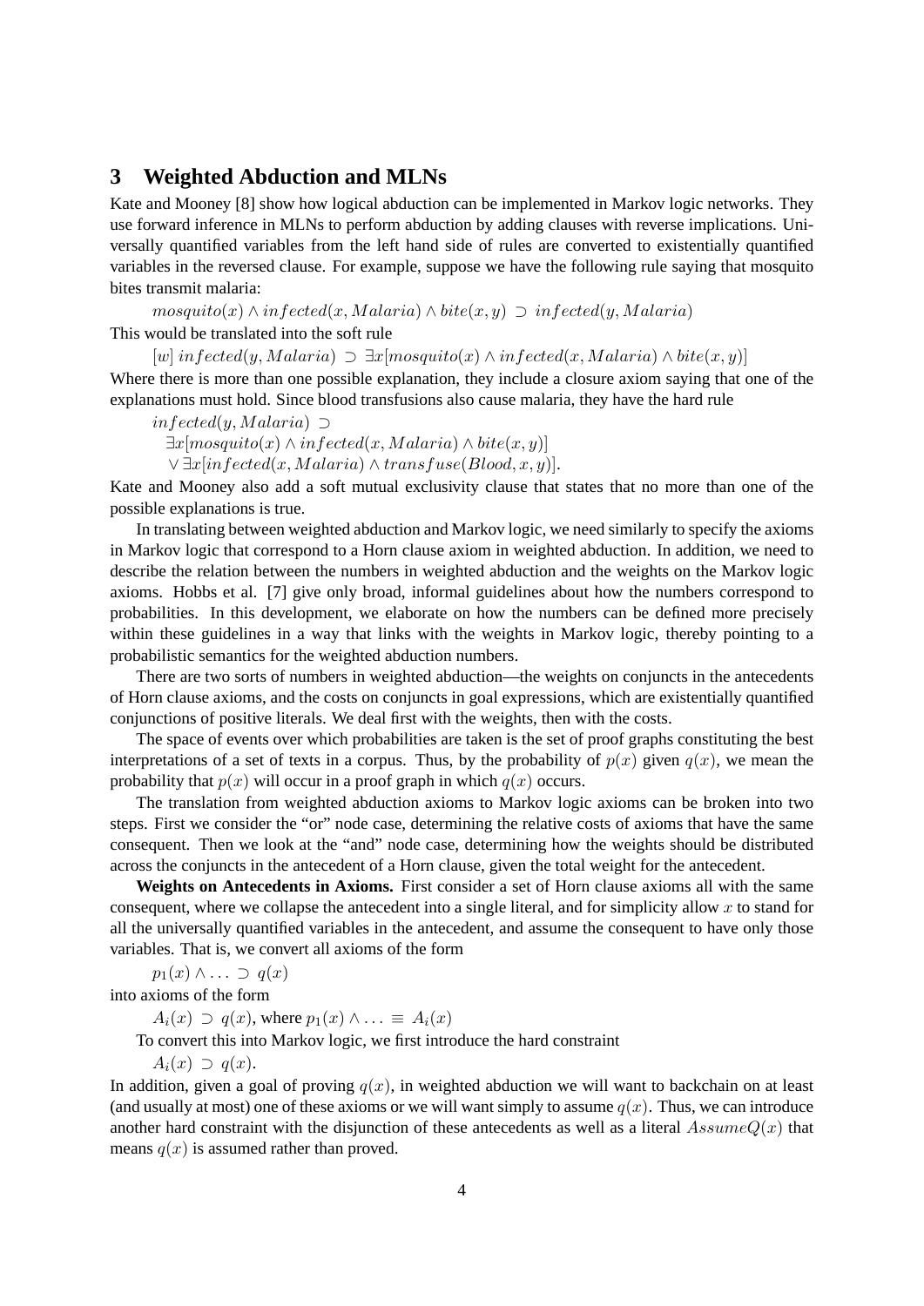## 3 Weighted Abduction and MLNs

Kate and Mooney [8] show how logical abduction can be implemented in Markov logic networks. They use forward inference in MLNs to perform abduction by adding clauses with reverse implications. Universally quantified variables from the left hand side of rules are converted to existentially quantified variables in the reversed clause. For example, suppose we have the following rule saying that mosquito bites transmit malaria:

$$mosquito(x) \wedge infected(x, Malaria) \wedge bite(x, y) \supset infected(y, Malaria)$$

This would be translated into the soft rule

$$[w]\ infected(y, Malaria) \supset \exists x[mosquito(x) \wedge infected(x, Malaria) \wedge bite(x, y)]$$

Where there is more than one possible explanation, they include a closure axiom saying that one of the explanations must hold. Since blood transfusions also cause malaria, they have the hard rule

$$\begin{aligned} & infected(y, Malaria) \supset \\ & \quad \exists x[mosquito(x) \wedge infected(x, Malaria) \wedge bite(x, y)] \\ & \quad \vee \exists x[infected(x, Malaria) \wedge transfuse(Blood, x, y)]. \end{aligned}$$

Kate and Mooney also add a soft mutual exclusivity clause that states that no more than one of the possible explanations is true.

In translating between weighted abduction and Markov logic, we need similarly to specify the axioms in Markov logic that correspond to a Horn clause axiom in weighted abduction. In addition, we need to describe the relation between the numbers in weighted abduction and the weights on the Markov logic axioms. Hobbs et al. [7] give only broad, informal guidelines about how the numbers correspond to probabilities. In this development, we elaborate on how the numbers can be defined more precisely within these guidelines in a way that links with the weights in Markov logic, thereby pointing to a probabilistic semantics for the weighted abduction numbers.

There are two sorts of numbers in weighted abduction—the weights on conjuncts in the antecedents of Horn clause axioms, and the costs on conjuncts in goal expressions, which are existentially quantified conjunctions of positive literals. We deal first with the weights, then with the costs.

The space of events over which probabilities are taken is the set of proof graphs constituting the best interpretations of a set of texts in a corpus. Thus, by the probability of $p(x)$ given $q(x)$, we mean the probability that $p(x)$ will occur in a proof graph in which $q(x)$ occurs.

The translation from weighted abduction axioms to Markov logic axioms can be broken into two steps. First we consider the "or" node case, determining the relative costs of axioms that have the same consequent. Then we look at the "and" node case, determining how the weights should be distributed across the conjuncts in the antecedent of a Horn clause, given the total weight for the antecedent.

**Weights on Antecedents in Axioms.** First consider a set of Horn clause axioms all with the same consequent, where we collapse the antecedent into a single literal, and for simplicity allow $x$ to stand for all the universally quantified variables in the antecedent, and assume the consequent to have only those variables. That is, we convert all axioms of the form

$$p_1(x) \wedge \ldots \supset q(x)$$

into axioms of the form

$$A_i(x) \supset q(x), \text{ where } p_1(x) \wedge \ldots \equiv A_i(x)$$

To convert this into Markov logic, we first introduce the hard constraint

$$A_i(x) \supset q(x).$$

In addition, given a goal of proving $q(x)$, in weighted abduction we will want to backchain on at least (and usually at most) one of these axioms or we will want simply to assume $q(x)$. Thus, we can introduce another hard constraint with the disjunction of these antecedents as well as a literal $AssumeQ(x)$ that means $q(x)$ is assumed rather than proved.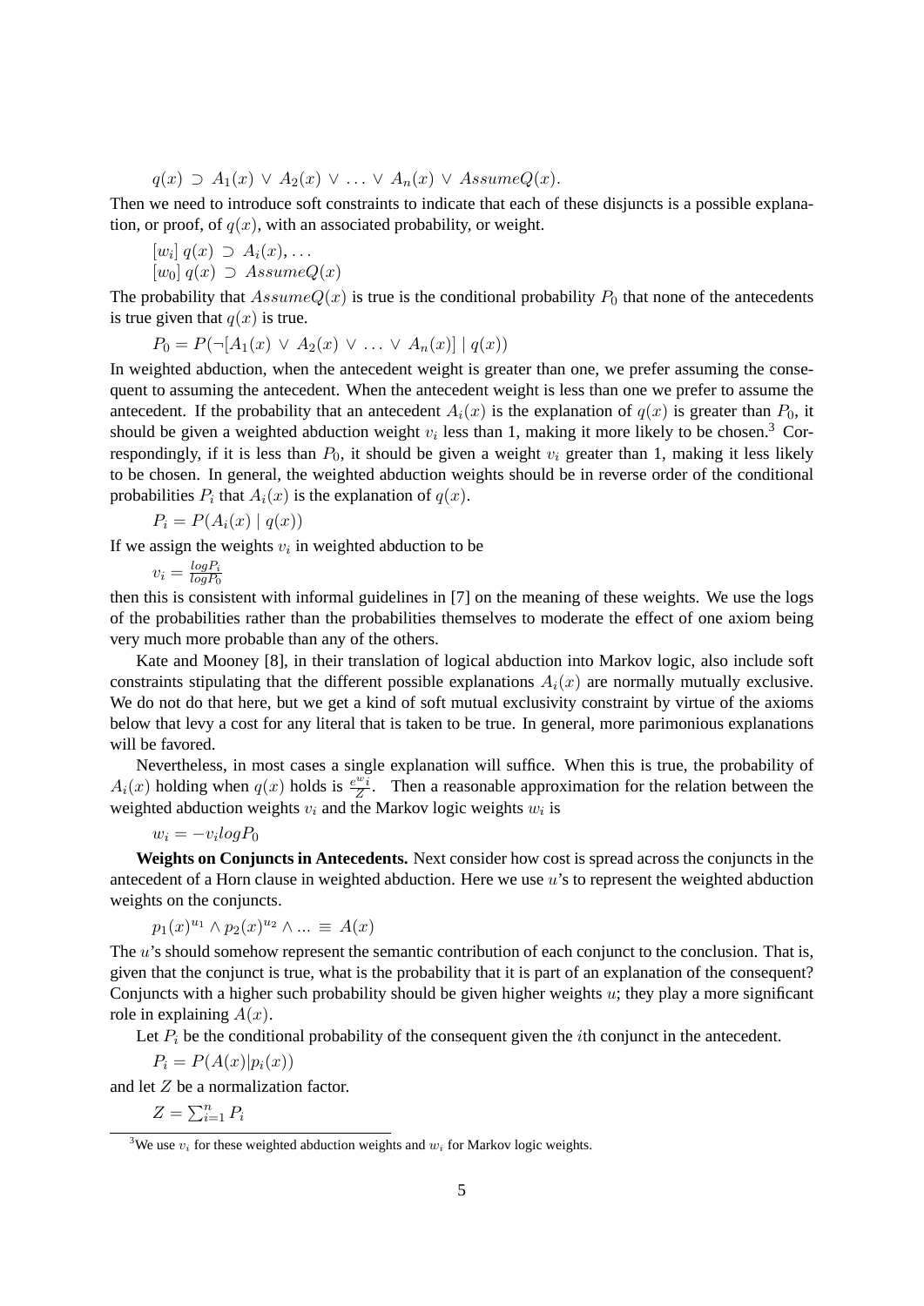$$q(x) \supset A_1(x) \vee A_2(x) \vee \ldots \vee A_n(x) \vee AssumeQ(x).$$

Then we need to introduce soft constraints to indicate that each of these disjuncts is a possible explanation, or proof, of $q(x)$, with an associated probability, or weight.

$$[w_i]\; q(x) \supset A_i(x), \ldots$$
$$[w_0]\; q(x) \supset AssumeQ(x)$$

The probability that $AssumeQ(x)$ is true is the conditional probability $P_0$ that none of the antecedents is true given that $q(x)$ is true.

$$P_0 = P(\neg[A_1(x) \vee A_2(x) \vee \ldots \vee A_n(x)] \mid q(x))$$

In weighted abduction, when the antecedent weight is greater than one, we prefer assuming the consequent to assuming the antecedent. When the antecedent weight is less than one we prefer to assume the antecedent. If the probability that an antecedent $A_i(x)$ is the explanation of $q(x)$ is greater than $P_0$, it should be given a weighted abduction weight $v_i$ less than 1, making it more likely to be chosen.[3] Correspondingly, if it is less than $P_0$, it should be given a weight $v_i$ greater than 1, making it less likely to be chosen. In general, the weighted abduction weights should be in reverse order of the conditional probabilities $P_i$ that $A_i(x)$ is the explanation of $q(x)$.

$$P_i = P(A_i(x) \mid q(x))$$

If we assign the weights $v_i$ in weighted abduction to be

$$v_i = \frac{logP_i}{logP_0}$$

then this is consistent with informal guidelines in [7] on the meaning of these weights. We use the logs of the probabilities rather than the probabilities themselves to moderate the effect of one axiom being very much more probable than any of the others.

Kate and Mooney [8], in their translation of logical abduction into Markov logic, also include soft constraints stipulating that the different possible explanations $A_i(x)$ are normally mutually exclusive. We do not do that here, but we get a kind of soft mutual exclusivity constraint by virtue of the axioms below that levy a cost for any literal that is taken to be true. In general, more parimonious explanations will be favored.

Nevertheless, in most cases a single explanation will suffice. When this is true, the probability of $A_i(x)$ holding when $q(x)$ holds is $\frac{e^{w_i}}{Z}$. Then a reasonable approximation for the relation between the weighted abduction weights $v_i$ and the Markov logic weights $w_i$ is

$$w_i = -v_i logP_0$$

**Weights on Conjuncts in Antecedents.** Next consider how cost is spread across the conjuncts in the antecedent of a Horn clause in weighted abduction. Here we use $u$'s to represent the weighted abduction weights on the conjuncts.

$$p_1(x)^{u_1} \wedge p_2(x)^{u_2} \wedge \ldots \equiv A(x)$$

The $u$'s should somehow represent the semantic contribution of each conjunct to the conclusion. That is, given that the conjunct is true, what is the probability that it is part of an explanation of the consequent? Conjuncts with a higher such probability should be given higher weights $u$; they play a more significant role in explaining $A(x)$.

Let $P_i$ be the conditional probability of the consequent given the $i$th conjunct in the antecedent.

$$P_i = P(A(x)|p_i(x))$$

and let $Z$ be a normalization factor.

$$Z = \sum_{i=1}^{n} P_i$$

[3] We use $v_i$ for these weighted abduction weights and $w_i$ for Markov logic weights.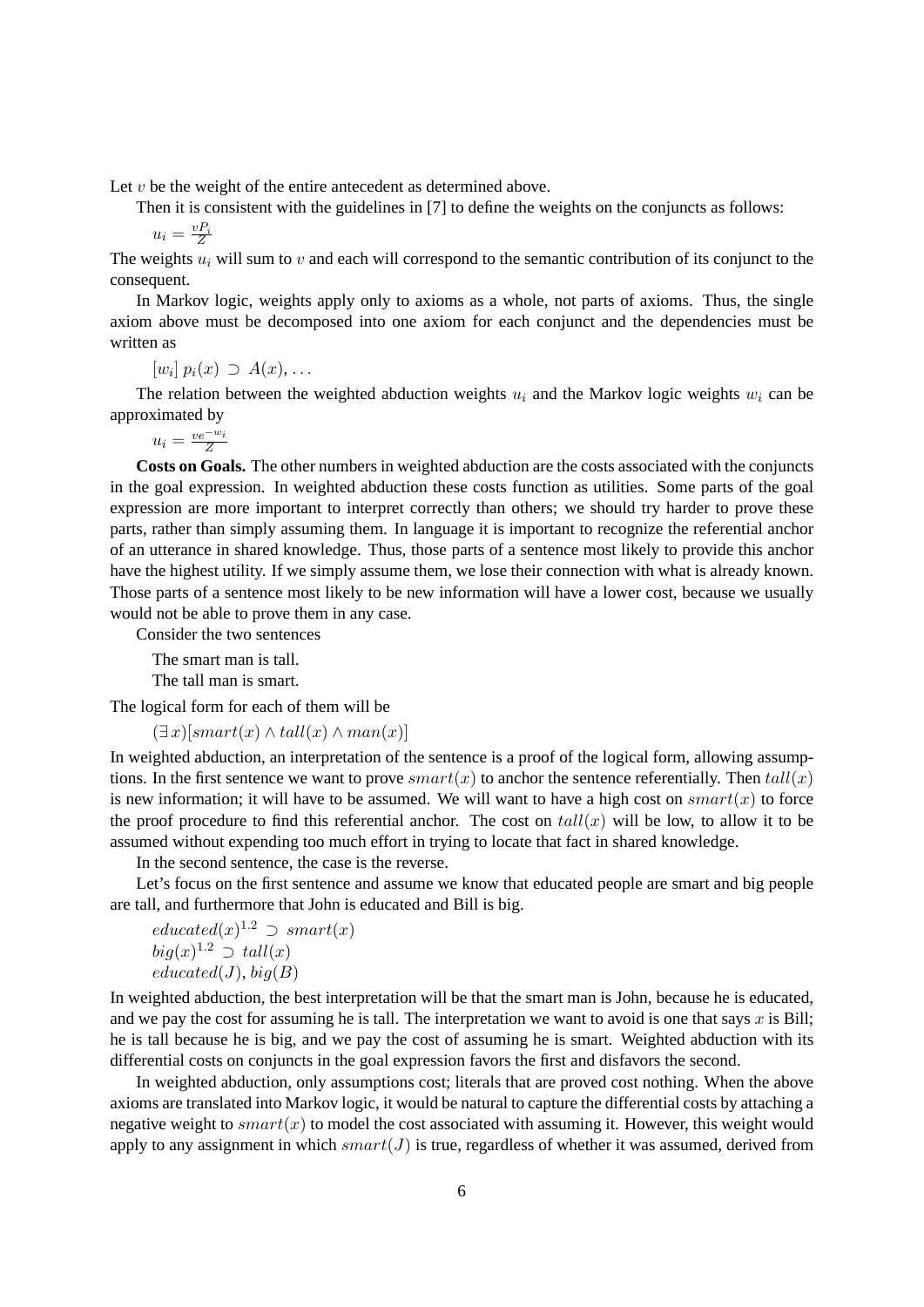Let $v$ be the weight of the entire antecedent as determined above.

Then it is consistent with the guidelines in [7] to define the weights on the conjuncts as follows:

$u_i = \frac{vP_i}{Z}$

The weights $u_i$ will sum to $v$ and each will correspond to the semantic contribution of its conjunct to the consequent.

In Markov logic, weights apply only to axioms as a whole, not parts of axioms. Thus, the single axiom above must be decomposed into one axiom for each conjunct and the dependencies must be written as

$[w_i]\, p_i(x) \supset A(x), \ldots$

The relation between the weighted abduction weights $u_i$ and the Markov logic weights $w_i$ can be approximated by

$u_i = \frac{ve^{-w_i}}{Z}$

**Costs on Goals.** The other numbers in weighted abduction are the costs associated with the conjuncts in the goal expression. In weighted abduction these costs function as utilities. Some parts of the goal expression are more important to interpret correctly than others; we should try harder to prove these parts, rather than simply assuming them. In language it is important to recognize the referential anchor of an utterance in shared knowledge. Thus, those parts of a sentence most likely to provide this anchor have the highest utility. If we simply assume them, we lose their connection with what is already known. Those parts of a sentence most likely to be new information will have a lower cost, because we usually would not be able to prove them in any case.

Consider the two sentences

The smart man is tall.
The tall man is smart.

The logical form for each of them will be

$(\exists\, x)[smart(x) \wedge tall(x) \wedge man(x)]$

In weighted abduction, an interpretation of the sentence is a proof of the logical form, allowing assumptions. In the first sentence we want to prove $smart(x)$ to anchor the sentence referentially. Then $tall(x)$ is new information; it will have to be assumed. We will want to have a high cost on $smart(x)$ to force the proof procedure to find this referential anchor. The cost on $tall(x)$ will be low, to allow it to be assumed without expending too much effort in trying to locate that fact in shared knowledge.

In the second sentence, the case is the reverse.

Let's focus on the first sentence and assume we know that educated people are smart and big people are tall, and furthermore that John is educated and Bill is big.

$educated(x)^{1.2} \supset smart(x)$
$big(x)^{1.2} \supset tall(x)$
$educated(J), big(B)$

In weighted abduction, the best interpretation will be that the smart man is John, because he is educated, and we pay the cost for assuming he is tall. The interpretation we want to avoid is one that says $x$ is Bill; he is tall because he is big, and we pay the cost of assuming he is smart. Weighted abduction with its differential costs on conjuncts in the goal expression favors the first and disfavors the second.

In weighted abduction, only assumptions cost; literals that are proved cost nothing. When the above axioms are translated into Markov logic, it would be natural to capture the differential costs by attaching a negative weight to $smart(x)$ to model the cost associated with assuming it. However, this weight would apply to any assignment in which $smart(J)$ is true, regardless of whether it was assumed, derived from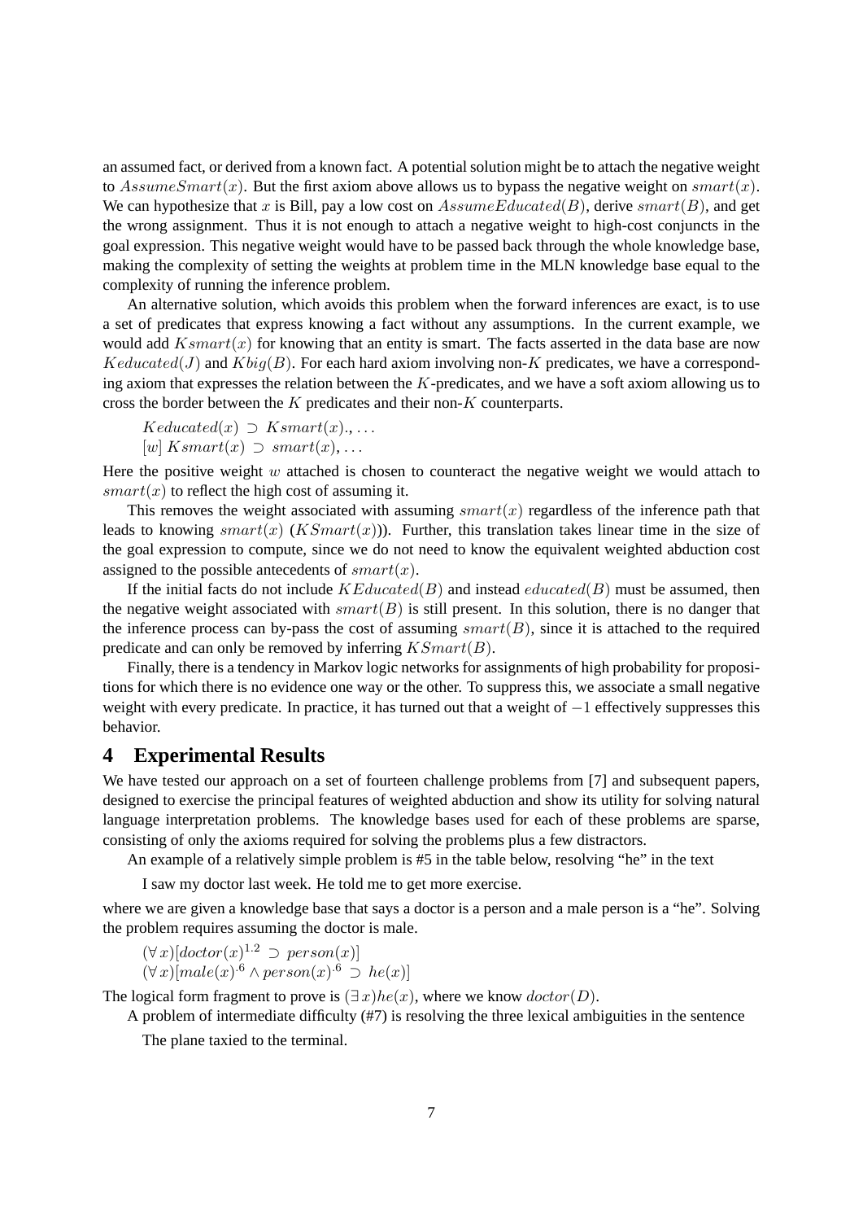an assumed fact, or derived from a known fact. A potential solution might be to attach the negative weight to $AssumeSmart(x)$. But the first axiom above allows us to bypass the negative weight on $smart(x)$. We can hypothesize that $x$ is Bill, pay a low cost on $AssumeEducated(B)$, derive $smart(B)$, and get the wrong assignment. Thus it is not enough to attach a negative weight to high-cost conjuncts in the goal expression. This negative weight would have to be passed back through the whole knowledge base, making the complexity of setting the weights at problem time in the MLN knowledge base equal to the complexity of running the inference problem.

An alternative solution, which avoids this problem when the forward inferences are exact, is to use a set of predicates that express knowing a fact without any assumptions. In the current example, we would add $Ksmart(x)$ for knowing that an entity is smart. The facts asserted in the data base are now $Keducated(J)$ and $Kbig(B)$. For each hard axiom involving non-$K$ predicates, we have a corresponding axiom that expresses the relation between the $K$-predicates, and we have a soft axiom allowing us to cross the border between the $K$ predicates and their non-$K$ counterparts.

$Keducated(x) \supset Ksmart(x)., \ldots$
$[w]\, Ksmart(x) \supset smart(x), \ldots$

Here the positive weight $w$ attached is chosen to counteract the negative weight we would attach to $smart(x)$ to reflect the high cost of assuming it.

This removes the weight associated with assuming $smart(x)$ regardless of the inference path that leads to knowing $smart(x)$ ($KSmart(x)$)). Further, this translation takes linear time in the size of the goal expression to compute, since we do not need to know the equivalent weighted abduction cost assigned to the possible antecedents of $smart(x)$.

If the initial facts do not include $KEducated(B)$ and instead $educated(B)$ must be assumed, then the negative weight associated with $smart(B)$ is still present. In this solution, there is no danger that the inference process can by-pass the cost of assuming $smart(B)$, since it is attached to the required predicate and can only be removed by inferring $KSmart(B)$.

Finally, there is a tendency in Markov logic networks for assignments of high probability for propositions for which there is no evidence one way or the other. To suppress this, we associate a small negative weight with every predicate. In practice, it has turned out that a weight of $-1$ effectively suppresses this behavior.

# 4 Experimental Results

We have tested our approach on a set of fourteen challenge problems from [7] and subsequent papers, designed to exercise the principal features of weighted abduction and show its utility for solving natural language interpretation problems. The knowledge bases used for each of these problems are sparse, consisting of only the axioms required for solving the problems plus a few distractors.

An example of a relatively simple problem is #5 in the table below, resolving "he" in the text

I saw my doctor last week. He told me to get more exercise.

where we are given a knowledge base that says a doctor is a person and a male person is a "he". Solving the problem requires assuming the doctor is male.

$(\forall\, x)[doctor(x)^{1.2} \supset person(x)]$
$(\forall\, x)[male(x)^{.6} \wedge person(x)^{.6} \supset he(x)]$

The logical form fragment to prove is $(\exists\, x)he(x)$, where we know $doctor(D)$.

A problem of intermediate difficulty (#7) is resolving the three lexical ambiguities in the sentence

The plane taxied to the terminal.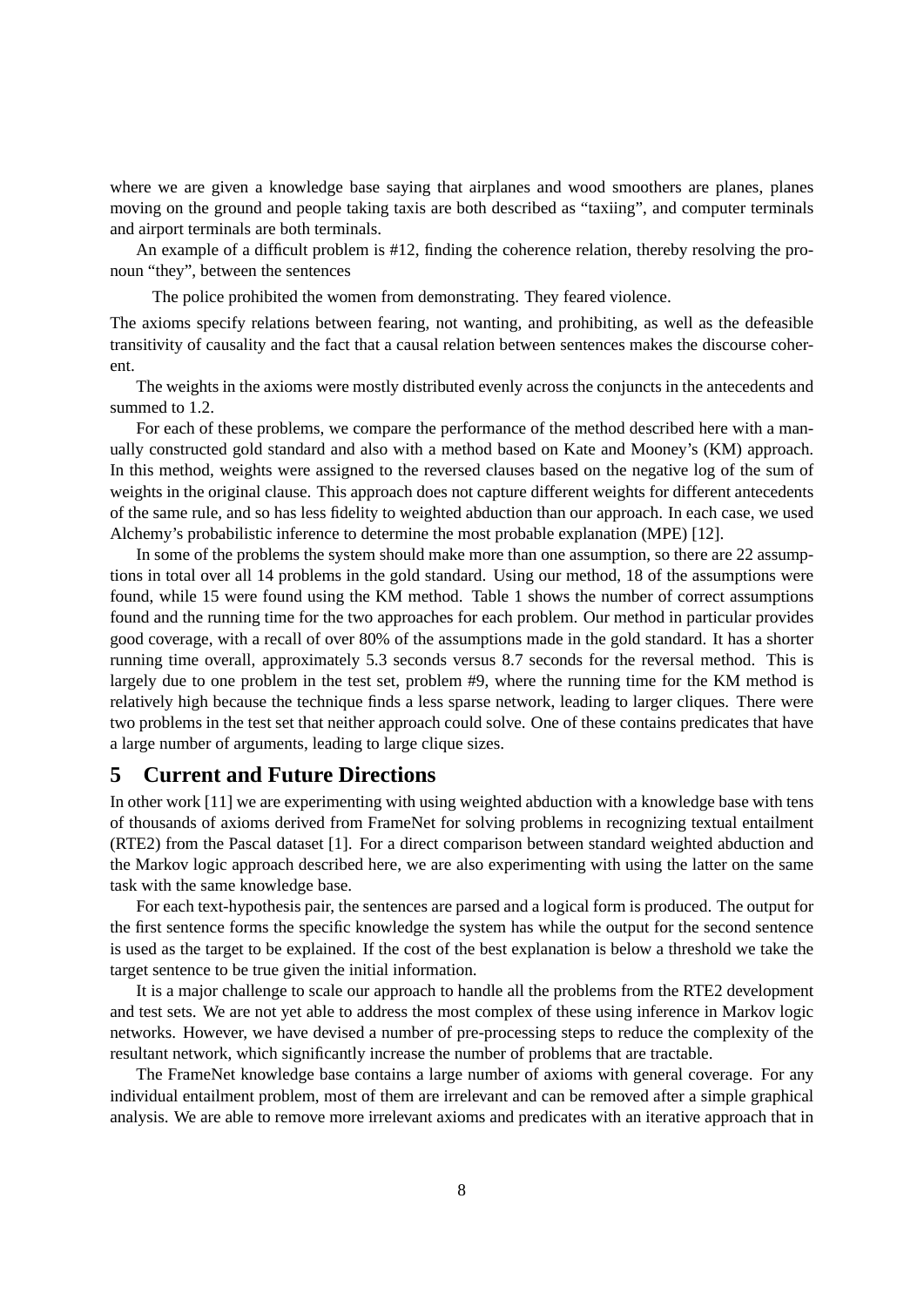where we are given a knowledge base saying that airplanes and wood smoothers are planes, planes moving on the ground and people taking taxis are both described as "taxiing", and computer terminals and airport terminals are both terminals.

An example of a difficult problem is #12, finding the coherence relation, thereby resolving the pronoun "they", between the sentences

> The police prohibited the women from demonstrating. They feared violence.

The axioms specify relations between fearing, not wanting, and prohibiting, as well as the defeasible transitivity of causality and the fact that a causal relation between sentences makes the discourse coherent.

The weights in the axioms were mostly distributed evenly across the conjuncts in the antecedents and summed to 1.2.

For each of these problems, we compare the performance of the method described here with a manually constructed gold standard and also with a method based on Kate and Mooney's (KM) approach. In this method, weights were assigned to the reversed clauses based on the negative log of the sum of weights in the original clause. This approach does not capture different weights for different antecedents of the same rule, and so has less fidelity to weighted abduction than our approach. In each case, we used Alchemy's probabilistic inference to determine the most probable explanation (MPE) [12].

In some of the problems the system should make more than one assumption, so there are 22 assumptions in total over all 14 problems in the gold standard. Using our method, 18 of the assumptions were found, while 15 were found using the KM method. Table 1 shows the number of correct assumptions found and the running time for the two approaches for each problem. Our method in particular provides good coverage, with a recall of over 80% of the assumptions made in the gold standard. It has a shorter running time overall, approximately 5.3 seconds versus 8.7 seconds for the reversal method. This is largely due to one problem in the test set, problem #9, where the running time for the KM method is relatively high because the technique finds a less sparse network, leading to larger cliques. There were two problems in the test set that neither approach could solve. One of these contains predicates that have a large number of arguments, leading to large clique sizes.

# 5 Current and Future Directions

In other work [11] we are experimenting with using weighted abduction with a knowledge base with tens of thousands of axioms derived from FrameNet for solving problems in recognizing textual entailment (RTE2) from the Pascal dataset [1]. For a direct comparison between standard weighted abduction and the Markov logic approach described here, we are also experimenting with using the latter on the same task with the same knowledge base.

For each text-hypothesis pair, the sentences are parsed and a logical form is produced. The output for the first sentence forms the specific knowledge the system has while the output for the second sentence is used as the target to be explained. If the cost of the best explanation is below a threshold we take the target sentence to be true given the initial information.

It is a major challenge to scale our approach to handle all the problems from the RTE2 development and test sets. We are not yet able to address the most complex of these using inference in Markov logic networks. However, we have devised a number of pre-processing steps to reduce the complexity of the resultant network, which significantly increase the number of problems that are tractable.

The FrameNet knowledge base contains a large number of axioms with general coverage. For any individual entailment problem, most of them are irrelevant and can be removed after a simple graphical analysis. We are able to remove more irrelevant axioms and predicates with an iterative approach that in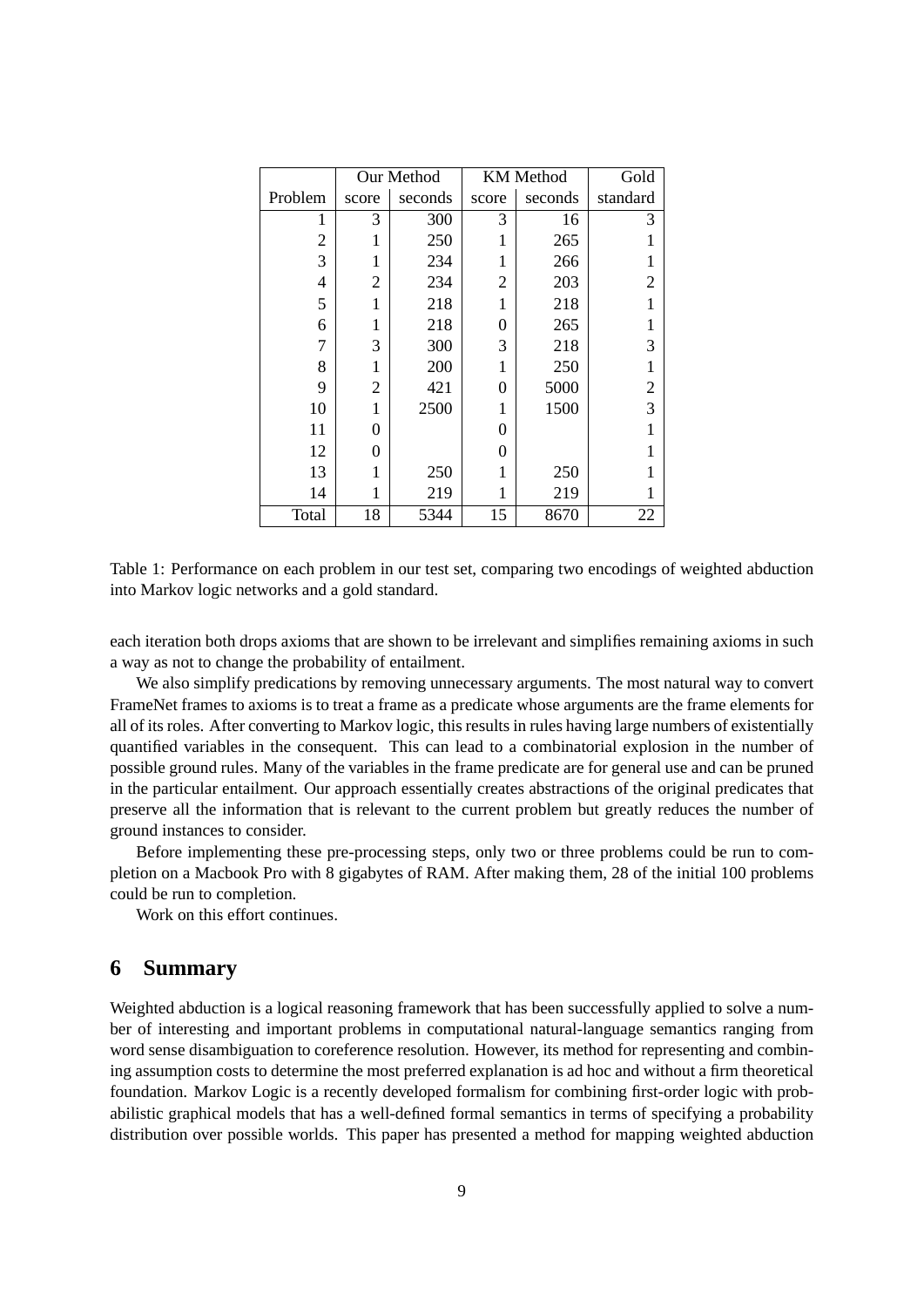| | Our Method | | KM Method | | Gold |
|---|---|---|---|---|---|
| Problem | score | seconds | score | seconds | standard |
| 1 | 3 | 300 | 3 | 16 | 3 |
| 2 | 1 | 250 | 1 | 265 | 1 |
| 3 | 1 | 234 | 1 | 266 | 1 |
| 4 | 2 | 234 | 2 | 203 | 2 |
| 5 | 1 | 218 | 1 | 218 | 1 |
| 6 | 1 | 218 | 0 | 265 | 1 |
| 7 | 3 | 300 | 3 | 218 | 3 |
| 8 | 1 | 200 | 1 | 250 | 1 |
| 9 | 2 | 421 | 0 | 5000 | 2 |
| 10 | 1 | 2500 | 1 | 1500 | 3 |
| 11 | 0 | | 0 | | 1 |
| 12 | 0 | | 0 | | 1 |
| 13 | 1 | 250 | 1 | 250 | 1 |
| 14 | 1 | 219 | 1 | 219 | 1 |
| Total | 18 | 5344 | 15 | 8670 | 22 |

Table 1: Performance on each problem in our test set, comparing two encodings of weighted abduction into Markov logic networks and a gold standard.

each iteration both drops axioms that are shown to be irrelevant and simplifies remaining axioms in such a way as not to change the probability of entailment.

We also simplify predications by removing unnecessary arguments. The most natural way to convert FrameNet frames to axioms is to treat a frame as a predicate whose arguments are the frame elements for all of its roles. After converting to Markov logic, this results in rules having large numbers of existentially quantified variables in the consequent. This can lead to a combinatorial explosion in the number of possible ground rules. Many of the variables in the frame predicate are for general use and can be pruned in the particular entailment. Our approach essentially creates abstractions of the original predicates that preserve all the information that is relevant to the current problem but greatly reduces the number of ground instances to consider.

Before implementing these pre-processing steps, only two or three problems could be run to completion on a Macbook Pro with 8 gigabytes of RAM. After making them, 28 of the initial 100 problems could be run to completion.

Work on this effort continues.

## 6 Summary

Weighted abduction is a logical reasoning framework that has been successfully applied to solve a number of interesting and important problems in computational natural-language semantics ranging from word sense disambiguation to coreference resolution. However, its method for representing and combining assumption costs to determine the most preferred explanation is ad hoc and without a firm theoretical foundation. Markov Logic is a recently developed formalism for combining first-order logic with probabilistic graphical models that has a well-defined formal semantics in terms of specifying a probability distribution over possible worlds. This paper has presented a method for mapping weighted abduction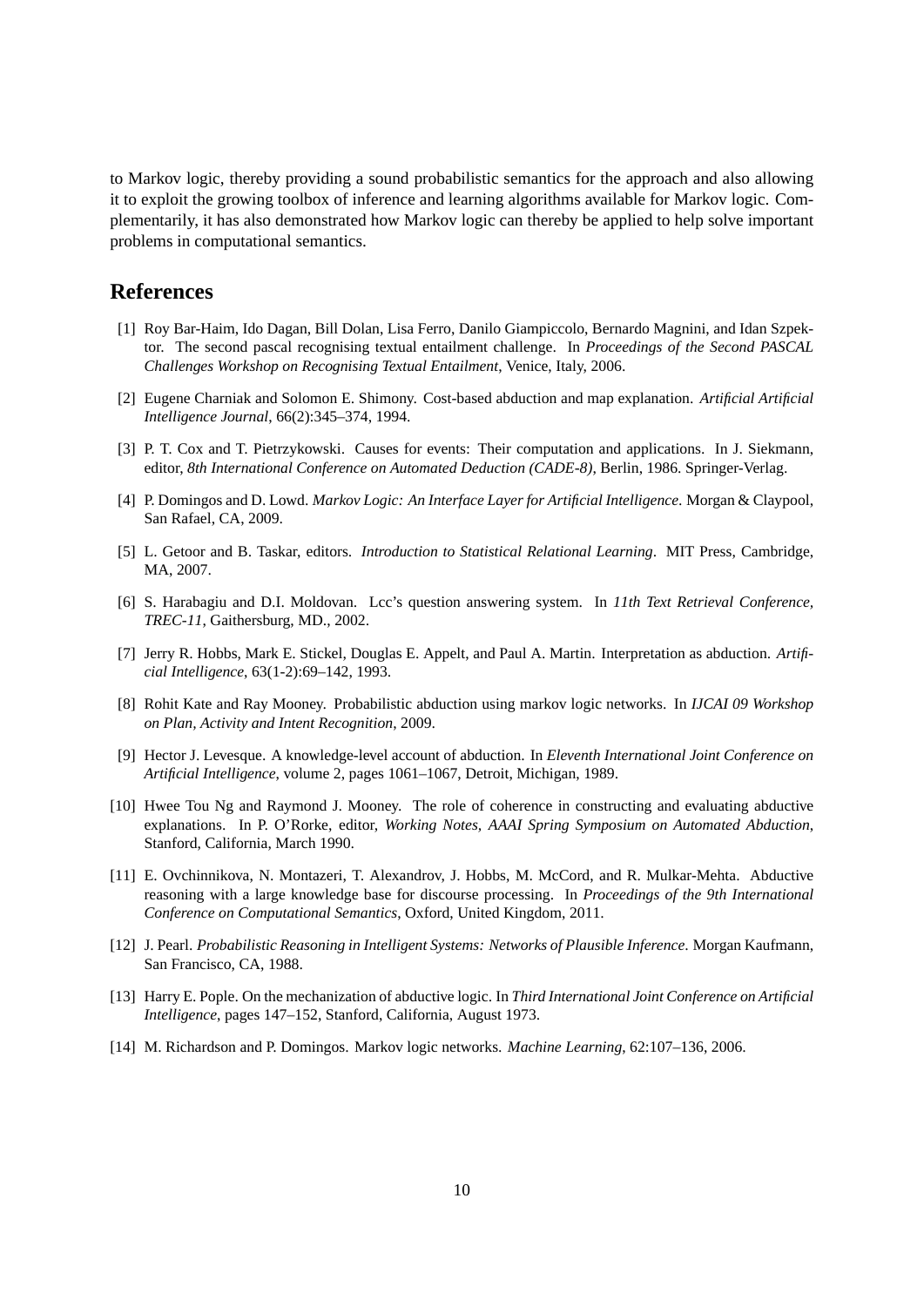to Markov logic, thereby providing a sound probabilistic semantics for the approach and also allowing it to exploit the growing toolbox of inference and learning algorithms available for Markov logic. Complementarily, it has also demonstrated how Markov logic can thereby be applied to help solve important problems in computational semantics.

## References

[1] Roy Bar-Haim, Ido Dagan, Bill Dolan, Lisa Ferro, Danilo Giampiccolo, Bernardo Magnini, and Idan Szpektor. The second pascal recognising textual entailment challenge. In *Proceedings of the Second PASCAL Challenges Workshop on Recognising Textual Entailment*, Venice, Italy, 2006.

[2] Eugene Charniak and Solomon E. Shimony. Cost-based abduction and map explanation. *Artificial Artificial Intelligence Journal*, 66(2):345–374, 1994.

[3] P. T. Cox and T. Pietrzykowski. Causes for events: Their computation and applications. In J. Siekmann, editor, *8th International Conference on Automated Deduction (CADE-8)*, Berlin, 1986. Springer-Verlag.

[4] P. Domingos and D. Lowd. *Markov Logic: An Interface Layer for Artificial Intelligence*. Morgan & Claypool, San Rafael, CA, 2009.

[5] L. Getoor and B. Taskar, editors. *Introduction to Statistical Relational Learning*. MIT Press, Cambridge, MA, 2007.

[6] S. Harabagiu and D.I. Moldovan. Lcc's question answering system. In *11th Text Retrieval Conference, TREC-11*, Gaithersburg, MD., 2002.

[7] Jerry R. Hobbs, Mark E. Stickel, Douglas E. Appelt, and Paul A. Martin. Interpretation as abduction. *Artificial Intelligence*, 63(1-2):69–142, 1993.

[8] Rohit Kate and Ray Mooney. Probabilistic abduction using markov logic networks. In *IJCAI 09 Workshop on Plan, Activity and Intent Recognition*, 2009.

[9] Hector J. Levesque. A knowledge-level account of abduction. In *Eleventh International Joint Conference on Artificial Intelligence*, volume 2, pages 1061–1067, Detroit, Michigan, 1989.

[10] Hwee Tou Ng and Raymond J. Mooney. The role of coherence in constructing and evaluating abductive explanations. In P. O'Rorke, editor, *Working Notes, AAAI Spring Symposium on Automated Abduction*, Stanford, California, March 1990.

[11] E. Ovchinnikova, N. Montazeri, T. Alexandrov, J. Hobbs, M. McCord, and R. Mulkar-Mehta. Abductive reasoning with a large knowledge base for discourse processing. In *Proceedings of the 9th International Conference on Computational Semantics*, Oxford, United Kingdom, 2011.

[12] J. Pearl. *Probabilistic Reasoning in Intelligent Systems: Networks of Plausible Inference*. Morgan Kaufmann, San Francisco, CA, 1988.

[13] Harry E. Pople. On the mechanization of abductive logic. In *Third International Joint Conference on Artificial Intelligence*, pages 147–152, Stanford, California, August 1973.

[14] M. Richardson and P. Domingos. Markov logic networks. *Machine Learning*, 62:107–136, 2006.